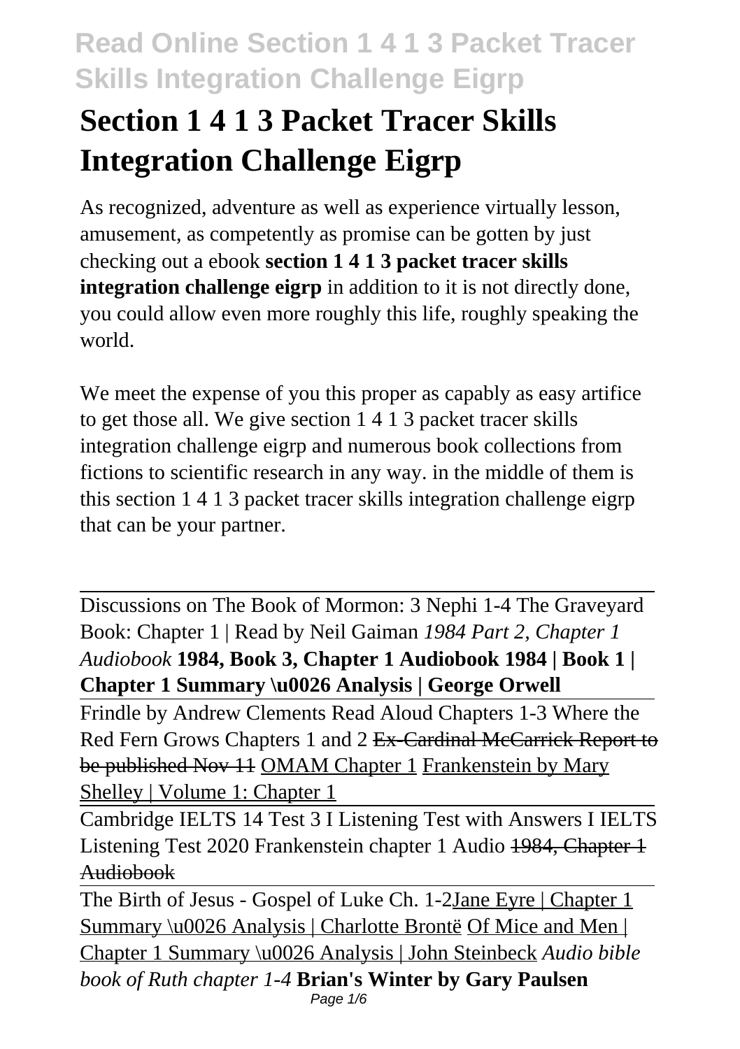# Section 1 4 1 3 Packet Tracer Skills Integration Challenge Eigrp

As recognized, adventure as well as experience virtually lesson, amusement, as competently as promise can be gotten by just checking out a ebook **section 1 4 1 3 packet tracer skills integration challenge eigrp** in addition to it is not directly done, you could allow even more roughly this life, roughly speaking the world.

We meet the expense of you this proper as capably as easy artifice to get those all. We give section 1 4 1 3 packet tracer skills integration challenge eigrp and numerous book collections from fictions to scientific research in any way. in the middle of them is this section 1 4 1 3 packet tracer skills integration challenge eigrp that can be your partner.

---

Discussions on The Book of Mormon: 3 Nephi 1-4 The Graveyard Book: Chapter 1 | Read by Neil Gaiman *1984 Part 2, Chapter 1 Audiobook* **1984, Book 3, Chapter 1 Audiobook 1984 | Book 1 | Chapter 1 Summary \u0026 Analysis | George Orwell**

Frindle by Andrew Clements Read Aloud Chapters 1-3 Where the Red Fern Grows Chapters 1 and 2 ~~Ex-Cardinal McCarrick Report to be published Nov 11~~ OMAM Chapter 1 Frankenstein by Mary Shelley | Volume 1: Chapter 1

Cambridge IELTS 14 Test 3 I Listening Test with Answers I IELTS Listening Test 2020 Frankenstein chapter 1 Audio ~~1984, Chapter 1 Audiobook~~

The Birth of Jesus - Gospel of Luke Ch. 1-2Jane Eyre | Chapter 1 Summary \u0026 Analysis | Charlotte Brontë Of Mice and Men | Chapter 1 Summary \u0026 Analysis | John Steinbeck *Audio bible book of Ruth chapter 1-4* **Brian's Winter by Gary Paulsen**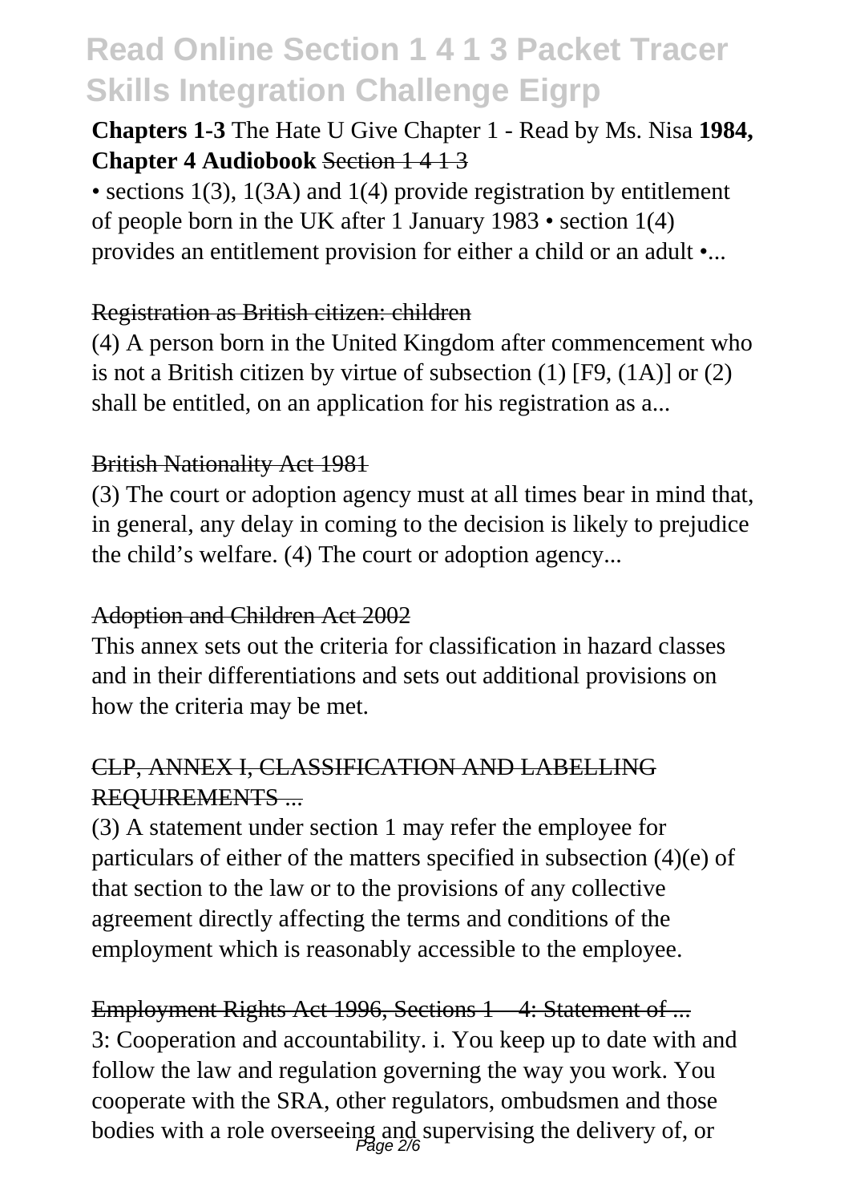**Chapters 1-3** The Hate U Give Chapter 1 - Read by Ms. Nisa **1984, Chapter 4 Audiobook** Section 1 4 1 3

• sections 1(3), 1(3A) and 1(4) provide registration by entitlement of people born in the UK after 1 January 1983 • section 1(4) provides an entitlement provision for either a child or an adult •...

Registration as British citizen: children

(4) A person born in the United Kingdom after commencement who is not a British citizen by virtue of subsection (1) [F9, (1A)] or (2) shall be entitled, on an application for his registration as a...

British Nationality Act 1981

(3) The court or adoption agency must at all times bear in mind that, in general, any delay in coming to the decision is likely to prejudice the child's welfare. (4) The court or adoption agency...

Adoption and Children Act 2002

This annex sets out the criteria for classification in hazard classes and in their differentiations and sets out additional provisions on how the criteria may be met.

CLP, ANNEX I, CLASSIFICATION AND LABELLING REQUIREMENTS ...

(3) A statement under section 1 may refer the employee for particulars of either of the matters specified in subsection (4)(e) of that section to the law or to the provisions of any collective agreement directly affecting the terms and conditions of the employment which is reasonably accessible to the employee.

Employment Rights Act 1996, Sections 1 – 4: Statement of ...

3: Cooperation and accountability. i. You keep up to date with and follow the law and regulation governing the way you work. You cooperate with the SRA, other regulators, ombudsmen and those bodies with a role overseeing and supervising the delivery of, or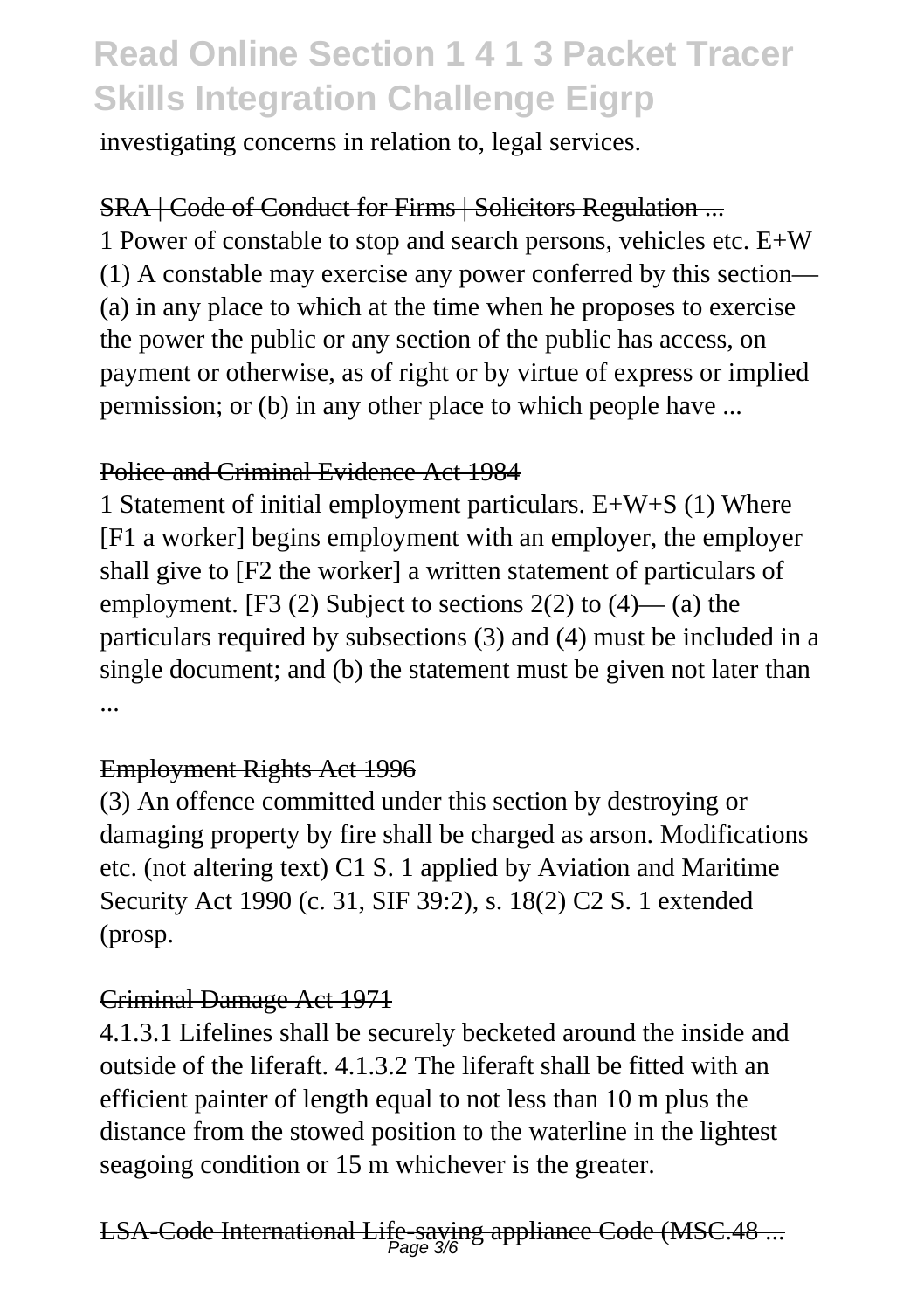investigating concerns in relation to, legal services.

SRA | Code of Conduct for Firms | Solicitors Regulation ...

1 Power of constable to stop and search persons, vehicles etc. E+W (1) A constable may exercise any power conferred by this section— (a) in any place to which at the time when he proposes to exercise the power the public or any section of the public has access, on payment or otherwise, as of right or by virtue of express or implied permission; or (b) in any other place to which people have ...

Police and Criminal Evidence Act 1984

1 Statement of initial employment particulars. E+W+S (1) Where [F1 a worker] begins employment with an employer, the employer shall give to [F2 the worker] a written statement of particulars of employment. [F3 (2) Subject to sections 2(2) to (4)— (a) the particulars required by subsections (3) and (4) must be included in a single document; and (b) the statement must be given not later than ...

Employment Rights Act 1996

(3) An offence committed under this section by destroying or damaging property by fire shall be charged as arson. Modifications etc. (not altering text) C1 S. 1 applied by Aviation and Maritime Security Act 1990 (c. 31, SIF 39:2), s. 18(2) C2 S. 1 extended (prosp.

Criminal Damage Act 1971

4.1.3.1 Lifelines shall be securely becketed around the inside and outside of the liferaft. 4.1.3.2 The liferaft shall be fitted with an efficient painter of length equal to not less than 10 m plus the distance from the stowed position to the waterline in the lightest seagoing condition or 15 m whichever is the greater.

LSA-Code International Life-saving appliance Code (MSC.48 ...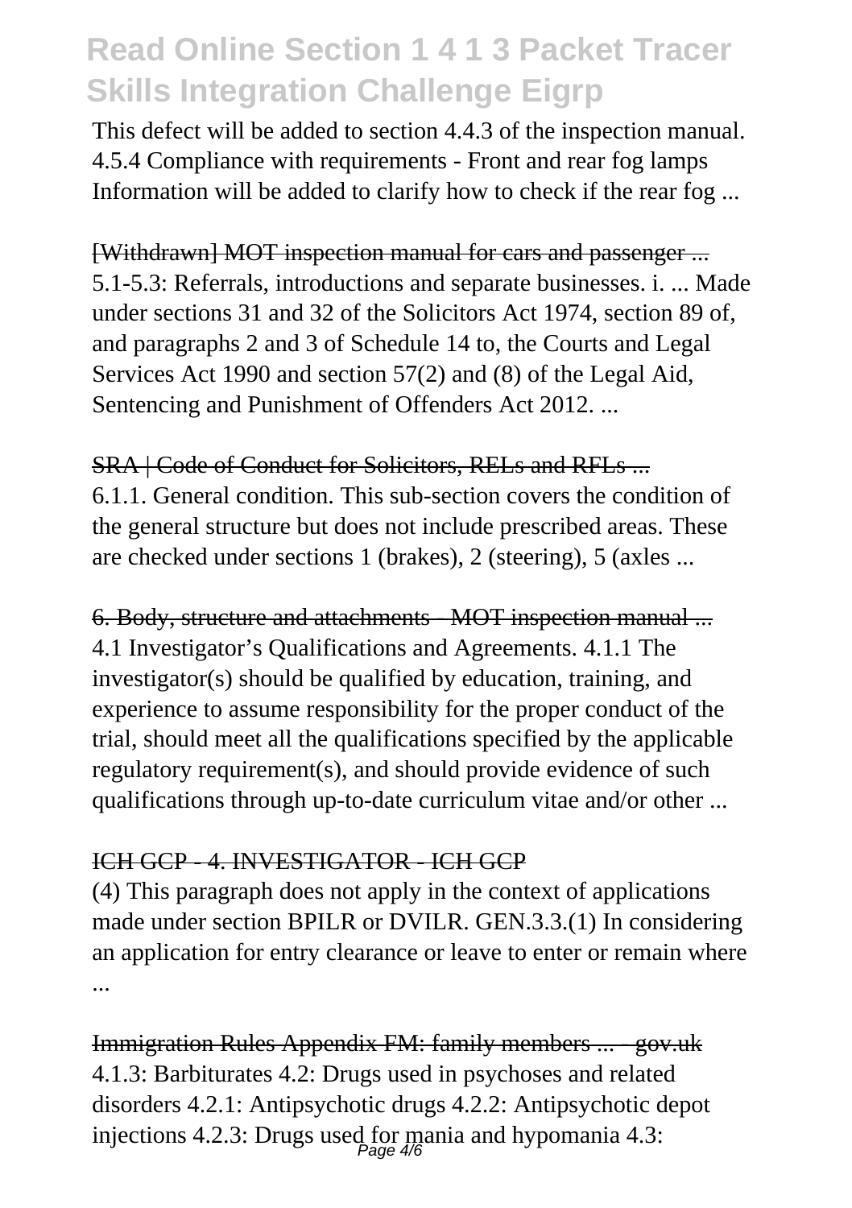This defect will be added to section 4.4.3 of the inspection manual. 4.5.4 Compliance with requirements - Front and rear fog lamps Information will be added to clarify how to check if the rear fog ...

~~[Withdrawn] MOT inspection manual for cars and passenger ...~~
5.1-5.3: Referrals, introductions and separate businesses. i. ... Made under sections 31 and 32 of the Solicitors Act 1974, section 89 of, and paragraphs 2 and 3 of Schedule 14 to, the Courts and Legal Services Act 1990 and section 57(2) and (8) of the Legal Aid, Sentencing and Punishment of Offenders Act 2012. ...

~~SRA | Code of Conduct for Solicitors, RELs and RFLs ...~~
6.1.1. General condition. This sub-section covers the condition of the general structure but does not include prescribed areas. These are checked under sections 1 (brakes), 2 (steering), 5 (axles ...

~~6. Body, structure and attachments - MOT inspection manual ...~~
4.1 Investigator's Qualifications and Agreements. 4.1.1 The investigator(s) should be qualified by education, training, and experience to assume responsibility for the proper conduct of the trial, should meet all the qualifications specified by the applicable regulatory requirement(s), and should provide evidence of such qualifications through up-to-date curriculum vitae and/or other ...

~~ICH GCP - 4. INVESTIGATOR - ICH GCP~~
(4) This paragraph does not apply in the context of applications made under section BPILR or DVILR. GEN.3.3.(1) In considering an application for entry clearance or leave to enter or remain where ...

~~Immigration Rules Appendix FM: family members ... - gov.uk~~
4.1.3: Barbiturates 4.2: Drugs used in psychoses and related disorders 4.2.1: Antipsychotic drugs 4.2.2: Antipsychotic depot injections 4.2.3: Drugs used for mania and hypomania 4.3: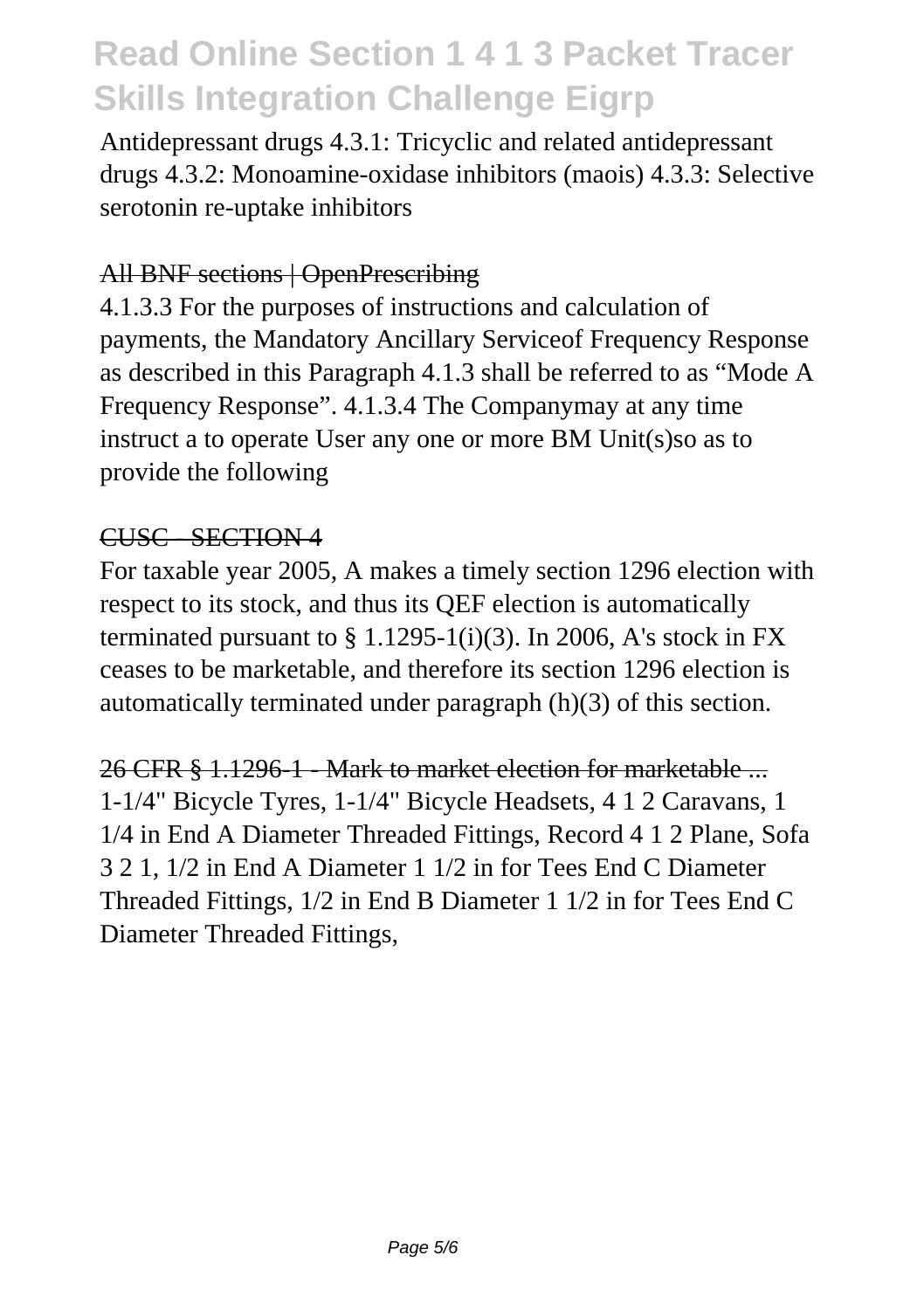Antidepressant drugs 4.3.1: Tricyclic and related antidepressant drugs 4.3.2: Monoamine-oxidase inhibitors (maois) 4.3.3: Selective serotonin re-uptake inhibitors

All BNF sections | OpenPrescribing

4.1.3.3 For the purposes of instructions and calculation of payments, the Mandatory Ancillary Serviceof Frequency Response as described in this Paragraph 4.1.3 shall be referred to as "Mode A Frequency Response". 4.1.3.4 The Companymay at any time instruct a to operate User any one or more BM Unit(s)so as to provide the following

CUSC - SECTION 4

For taxable year 2005, A makes a timely section 1296 election with respect to its stock, and thus its QEF election is automatically terminated pursuant to § 1.1295-1(i)(3). In 2006, A's stock in FX ceases to be marketable, and therefore its section 1296 election is automatically terminated under paragraph (h)(3) of this section.

26 CFR § 1.1296-1 - Mark to market election for marketable ...

1-1/4" Bicycle Tyres, 1-1/4" Bicycle Headsets, 4 1 2 Caravans, 1 1/4 in End A Diameter Threaded Fittings, Record 4 1 2 Plane, Sofa 3 2 1, 1/2 in End A Diameter 1 1/2 in for Tees End C Diameter Threaded Fittings, 1/2 in End B Diameter 1 1/2 in for Tees End C Diameter Threaded Fittings,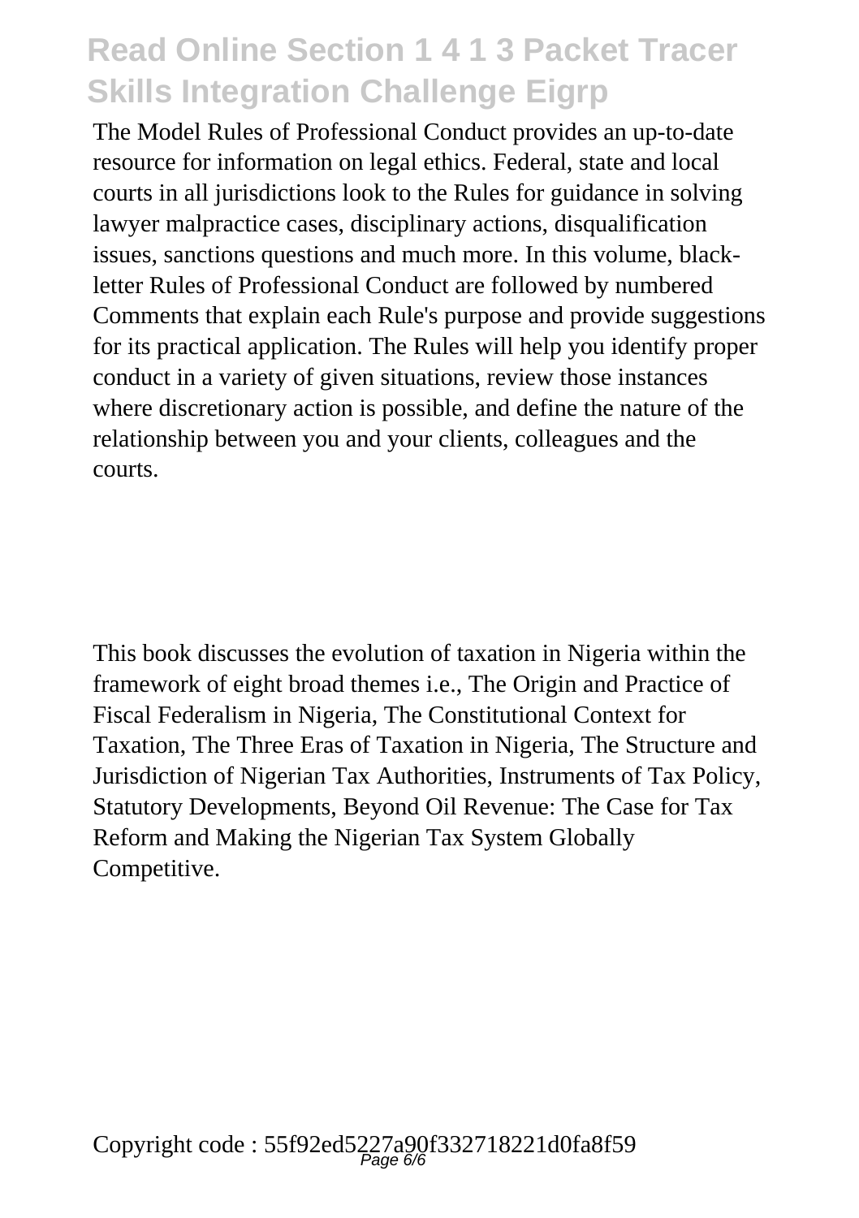The Model Rules of Professional Conduct provides an up-to-date resource for information on legal ethics. Federal, state and local courts in all jurisdictions look to the Rules for guidance in solving lawyer malpractice cases, disciplinary actions, disqualification issues, sanctions questions and much more. In this volume, black-letter Rules of Professional Conduct are followed by numbered Comments that explain each Rule's purpose and provide suggestions for its practical application. The Rules will help you identify proper conduct in a variety of given situations, review those instances where discretionary action is possible, and define the nature of the relationship between you and your clients, colleagues and the courts.

This book discusses the evolution of taxation in Nigeria within the framework of eight broad themes i.e., The Origin and Practice of Fiscal Federalism in Nigeria, The Constitutional Context for Taxation, The Three Eras of Taxation in Nigeria, The Structure and Jurisdiction of Nigerian Tax Authorities, Instruments of Tax Policy, Statutory Developments, Beyond Oil Revenue: The Case for Tax Reform and Making the Nigerian Tax System Globally Competitive.

Copyright code : 55f92ed5227a90f332718221d0fa8f59